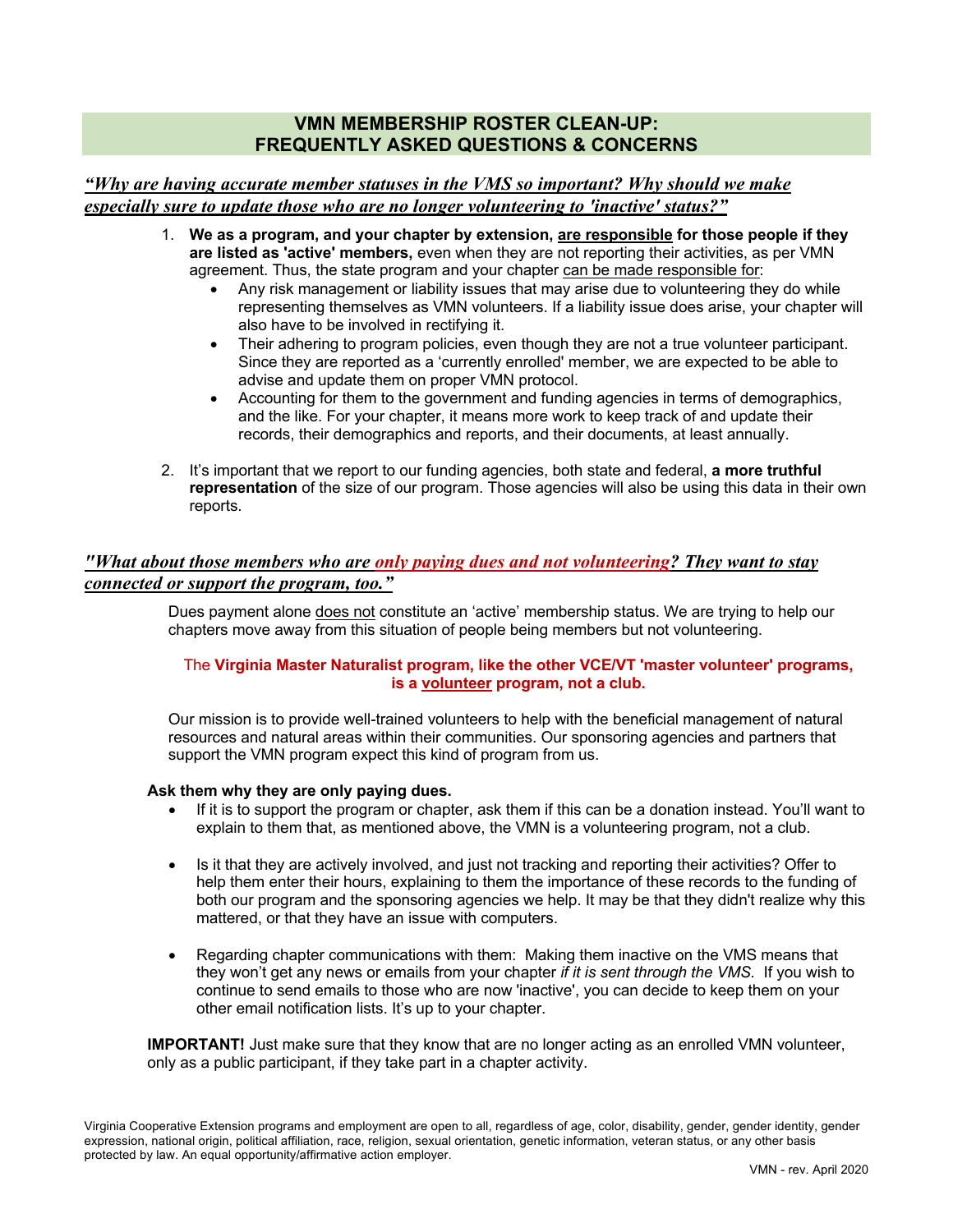# VMN MEMBERSHIP ROSTER CLEAN-UP: FREQUENTLY ASKED QUESTIONS & CONCERNS

***"Why are having accurate member statuses in the VMS so important? Why should we make especially sure to update those who are no longer volunteering to 'inactive' status?"***

1. **We as a program, and your chapter by extension, are responsible for those people if they are listed as 'active' members,** even when they are not reporting their activities, as per VMN agreement. Thus, the state program and your chapter can be made responsible for:
   - Any risk management or liability issues that may arise due to volunteering they do while representing themselves as VMN volunteers. If a liability issue does arise, your chapter will also have to be involved in rectifying it.
   - Their adhering to program policies, even though they are not a true volunteer participant. Since they are reported as a 'currently enrolled' member, we are expected to be able to advise and update them on proper VMN protocol.
   - Accounting for them to the government and funding agencies in terms of demographics, and the like. For your chapter, it means more work to keep track of and update their records, their demographics and reports, and their documents, at least annually.

2. It's important that we report to our funding agencies, both state and federal, **a more truthful representation** of the size of our program. Those agencies will also be using this data in their own reports.

***"What about those members who are only paying dues and not volunteering? They want to stay connected or support the program, too."***

Dues payment alone does not constitute an 'active' membership status. We are trying to help our chapters move away from this situation of people being members but not volunteering.

The **Virginia Master Naturalist program, like the other VCE/VT 'master volunteer' programs, is a volunteer program, not a club.**

Our mission is to provide well-trained volunteers to help with the beneficial management of natural resources and natural areas within their communities. Our sponsoring agencies and partners that support the VMN program expect this kind of program from us.

**Ask them why they are only paying dues.**

- If it is to support the program or chapter, ask them if this can be a donation instead. You'll want to explain to them that, as mentioned above, the VMN is a volunteering program, not a club.
- Is it that they are actively involved, and just not tracking and reporting their activities? Offer to help them enter their hours, explaining to them the importance of these records to the funding of both our program and the sponsoring agencies we help. It may be that they didn't realize why this mattered, or that they have an issue with computers.
- Regarding chapter communications with them: Making them inactive on the VMS means that they won't get any news or emails from your chapter *if it is sent through the VMS.* If you wish to continue to send emails to those who are now 'inactive', you can decide to keep them on your other email notification lists. It's up to your chapter.

**IMPORTANT!** Just make sure that they know that are no longer acting as an enrolled VMN volunteer, only as a public participant, if they take part in a chapter activity.

Virginia Cooperative Extension programs and employment are open to all, regardless of age, color, disability, gender, gender identity, gender expression, national origin, political affiliation, race, religion, sexual orientation, genetic information, veteran status, or any other basis protected by law. An equal opportunity/affirmative action employer.

VMN - rev. April 2020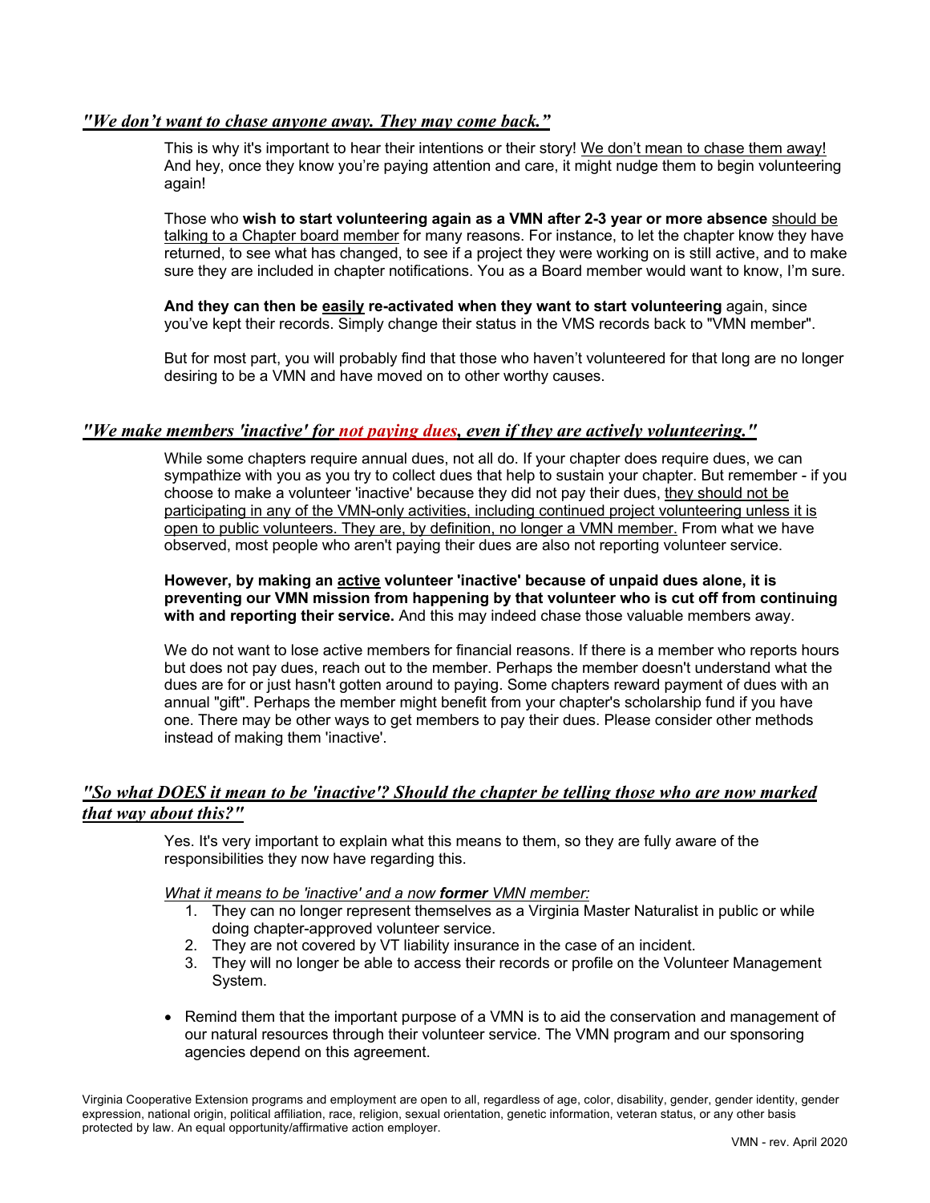## ***"We don't want to chase anyone away. They may come back."***

This is why it's important to hear their intentions or their story! We don't mean to chase them away! And hey, once they know you're paying attention and care, it might nudge them to begin volunteering again!

Those who **wish to start volunteering again as a VMN after 2-3 year or more absence** should be talking to a Chapter board member for many reasons. For instance, to let the chapter know they have returned, to see what has changed, to see if a project they were working on is still active, and to make sure they are included in chapter notifications. You as a Board member would want to know, I'm sure.

**And they can then be easily re-activated when they want to start volunteering** again, since you've kept their records. Simply change their status in the VMS records back to "VMN member".

But for most part, you will probably find that those who haven't volunteered for that long are no longer desiring to be a VMN and have moved on to other worthy causes.

## ***"We make members 'inactive' for not paying dues, even if they are actively volunteering."***

While some chapters require annual dues, not all do. If your chapter does require dues, we can sympathize with you as you try to collect dues that help to sustain your chapter. But remember - if you choose to make a volunteer 'inactive' because they did not pay their dues, they should not be participating in any of the VMN-only activities, including continued project volunteering unless it is open to public volunteers. They are, by definition, no longer a VMN member. From what we have observed, most people who aren't paying their dues are also not reporting volunteer service.

**However, by making an active volunteer 'inactive' because of unpaid dues alone, it is preventing our VMN mission from happening by that volunteer who is cut off from continuing with and reporting their service.** And this may indeed chase those valuable members away.

We do not want to lose active members for financial reasons. If there is a member who reports hours but does not pay dues, reach out to the member. Perhaps the member doesn't understand what the dues are for or just hasn't gotten around to paying. Some chapters reward payment of dues with an annual "gift". Perhaps the member might benefit from your chapter's scholarship fund if you have one. There may be other ways to get members to pay their dues. Please consider other methods instead of making them 'inactive'.

## ***"So what DOES it mean to be 'inactive'? Should the chapter be telling those who are now marked that way about this?"***

Yes. It's very important to explain what this means to them, so they are fully aware of the responsibilities they now have regarding this.

*What it means to be 'inactive' and a now **former** VMN member:*

1. They can no longer represent themselves as a Virginia Master Naturalist in public or while doing chapter-approved volunteer service.
2. They are not covered by VT liability insurance in the case of an incident.
3. They will no longer be able to access their records or profile on the Volunteer Management System.

- Remind them that the important purpose of a VMN is to aid the conservation and management of our natural resources through their volunteer service. The VMN program and our sponsoring agencies depend on this agreement.

Virginia Cooperative Extension programs and employment are open to all, regardless of age, color, disability, gender, gender identity, gender expression, national origin, political affiliation, race, religion, sexual orientation, genetic information, veteran status, or any other basis protected by law. An equal opportunity/affirmative action employer.

VMN - rev. April 2020